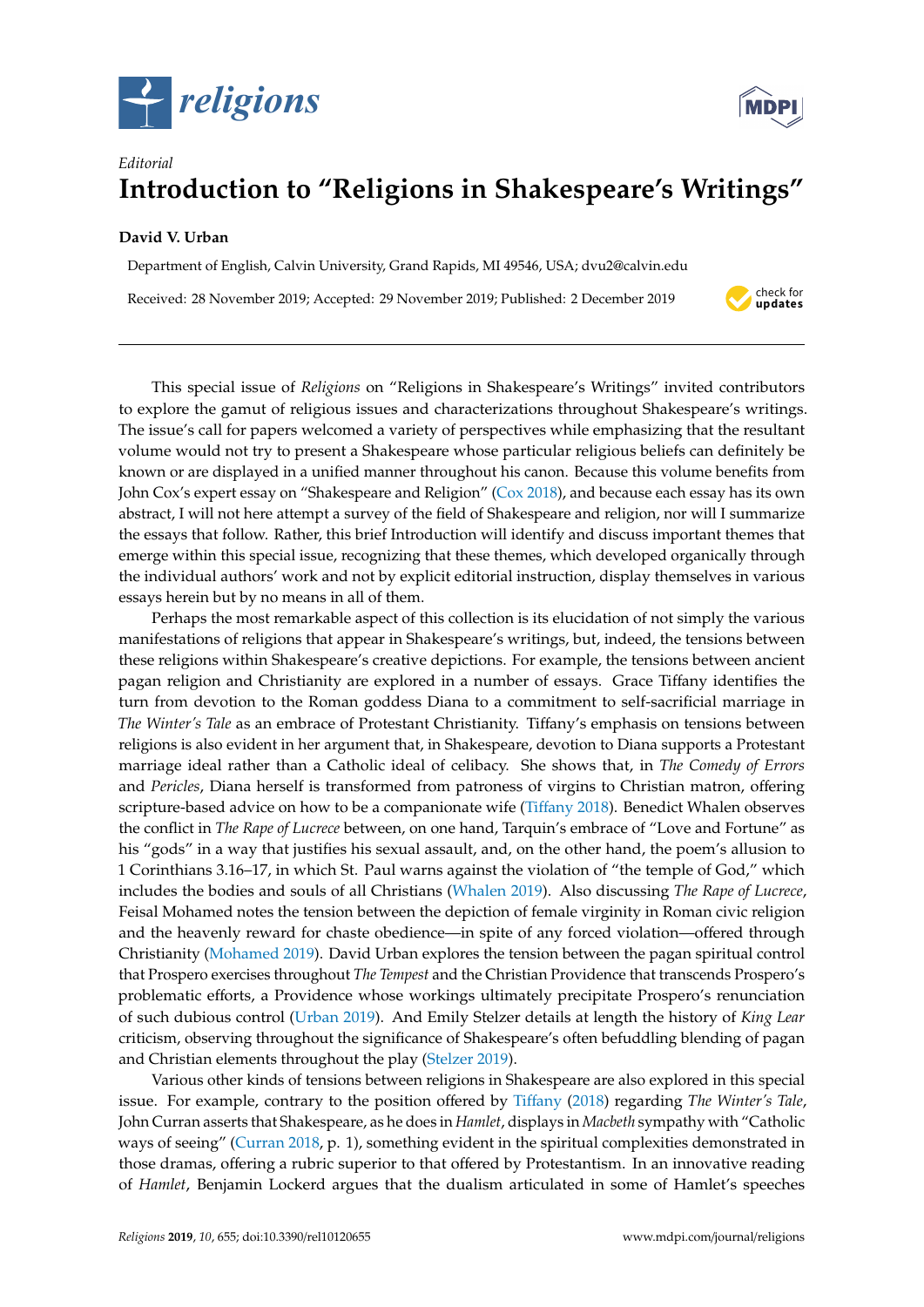*Editorial*

# Introduction to "Religions in Shakespeare's Writings"

**David V. Urban**

Department of English, Calvin University, Grand Rapids, MI 49546, USA; dvu2@calvin.edu

Received: 28 November 2019; Accepted: 29 November 2019; Published: 2 December 2019

This special issue of *Religions* on "Religions in Shakespeare's Writings" invited contributors to explore the gamut of religious issues and characterizations throughout Shakespeare's writings. The issue's call for papers welcomed a variety of perspectives while emphasizing that the resultant volume would not try to present a Shakespeare whose particular religious beliefs can definitely be known or are displayed in a unified manner throughout his canon. Because this volume benefits from John Cox's expert essay on "Shakespeare and Religion" (Cox 2018), and because each essay has its own abstract, I will not here attempt a survey of the field of Shakespeare and religion, nor will I summarize the essays that follow. Rather, this brief Introduction will identify and discuss important themes that emerge within this special issue, recognizing that these themes, which developed organically through the individual authors' work and not by explicit editorial instruction, display themselves in various essays herein but by no means in all of them.

Perhaps the most remarkable aspect of this collection is its elucidation of not simply the various manifestations of religions that appear in Shakespeare's writings, but, indeed, the tensions between these religions within Shakespeare's creative depictions. For example, the tensions between ancient pagan religion and Christianity are explored in a number of essays. Grace Tiffany identifies the turn from devotion to the Roman goddess Diana to a commitment to self-sacrificial marriage in *The Winter's Tale* as an embrace of Protestant Christianity. Tiffany's emphasis on tensions between religions is also evident in her argument that, in Shakespeare, devotion to Diana supports a Protestant marriage ideal rather than a Catholic ideal of celibacy. She shows that, in *The Comedy of Errors* and *Pericles*, Diana herself is transformed from patroness of virgins to Christian matron, offering scripture-based advice on how to be a companionate wife (Tiffany 2018). Benedict Whalen observes the conflict in *The Rape of Lucrece* between, on one hand, Tarquin's embrace of "Love and Fortune" as his "gods" in a way that justifies his sexual assault, and, on the other hand, the poem's allusion to 1 Corinthians 3.16–17, in which St. Paul warns against the violation of "the temple of God," which includes the bodies and souls of all Christians (Whalen 2019). Also discussing *The Rape of Lucrece*, Feisal Mohamed notes the tension between the depiction of female virginity in Roman civic religion and the heavenly reward for chaste obedience—in spite of any forced violation—offered through Christianity (Mohamed 2019). David Urban explores the tension between the pagan spiritual control that Prospero exercises throughout *The Tempest* and the Christian Providence that transcends Prospero's problematic efforts, a Providence whose workings ultimately precipitate Prospero's renunciation of such dubious control (Urban 2019). And Emily Stelzer details at length the history of *King Lear* criticism, observing throughout the significance of Shakespeare's often befuddling blending of pagan and Christian elements throughout the play (Stelzer 2019).

Various other kinds of tensions between religions in Shakespeare are also explored in this special issue. For example, contrary to the position offered by Tiffany (2018) regarding *The Winter's Tale*, John Curran asserts that Shakespeare, as he does in *Hamlet*, displays in *Macbeth* sympathy with "Catholic ways of seeing" (Curran 2018, p. 1), something evident in the spiritual complexities demonstrated in those dramas, offering a rubric superior to that offered by Protestantism. In an innovative reading of *Hamlet*, Benjamin Lockerd argues that the dualism articulated in some of Hamlet's speeches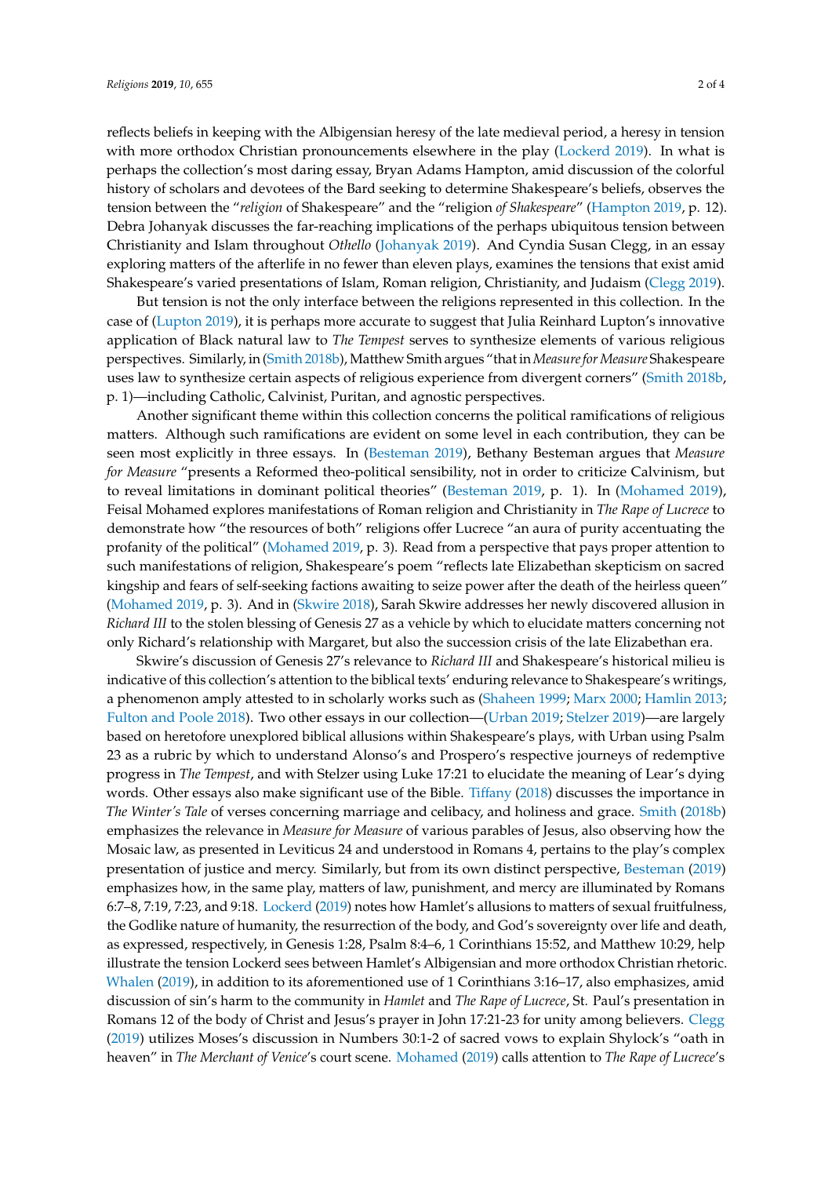reflects beliefs in keeping with the Albigensian heresy of the late medieval period, a heresy in tension with more orthodox Christian pronouncements elsewhere in the play (Lockerd 2019). In what is perhaps the collection's most daring essay, Bryan Adams Hampton, amid discussion of the colorful history of scholars and devotees of the Bard seeking to determine Shakespeare's beliefs, observes the tension between the "*religion* of Shakespeare" and the "religion *of Shakespeare*" (Hampton 2019, p. 12). Debra Johanyak discusses the far-reaching implications of the perhaps ubiquitous tension between Christianity and Islam throughout *Othello* (Johanyak 2019). And Cyndia Susan Clegg, in an essay exploring matters of the afterlife in no fewer than eleven plays, examines the tensions that exist amid Shakespeare's varied presentations of Islam, Roman religion, Christianity, and Judaism (Clegg 2019).

But tension is not the only interface between the religions represented in this collection. In the case of (Lupton 2019), it is perhaps more accurate to suggest that Julia Reinhard Lupton's innovative application of Black natural law to *The Tempest* serves to synthesize elements of various religious perspectives. Similarly, in (Smith 2018b), Matthew Smith argues "that in *Measure for Measure* Shakespeare uses law to synthesize certain aspects of religious experience from divergent corners" (Smith 2018b, p. 1)—including Catholic, Calvinist, Puritan, and agnostic perspectives.

Another significant theme within this collection concerns the political ramifications of religious matters. Although such ramifications are evident on some level in each contribution, they can be seen most explicitly in three essays. In (Besteman 2019), Bethany Besteman argues that *Measure for Measure* "presents a Reformed theo-political sensibility, not in order to criticize Calvinism, but to reveal limitations in dominant political theories" (Besteman 2019, p. 1). In (Mohamed 2019), Feisal Mohamed explores manifestations of Roman religion and Christianity in *The Rape of Lucrece* to demonstrate how "the resources of both" religions offer Lucrece "an aura of purity accentuating the profanity of the political" (Mohamed 2019, p. 3). Read from a perspective that pays proper attention to such manifestations of religion, Shakespeare's poem "reflects late Elizabethan skepticism on sacred kingship and fears of self-seeking factions awaiting to seize power after the death of the heirless queen" (Mohamed 2019, p. 3). And in (Skwire 2018), Sarah Skwire addresses her newly discovered allusion in *Richard III* to the stolen blessing of Genesis 27 as a vehicle by which to elucidate matters concerning not only Richard's relationship with Margaret, but also the succession crisis of the late Elizabethan era.

Skwire's discussion of Genesis 27's relevance to *Richard III* and Shakespeare's historical milieu is indicative of this collection's attention to the biblical texts' enduring relevance to Shakespeare's writings, a phenomenon amply attested to in scholarly works such as (Shaheen 1999; Marx 2000; Hamlin 2013; Fulton and Poole 2018). Two other essays in our collection—(Urban 2019; Stelzer 2019)—are largely based on heretofore unexplored biblical allusions within Shakespeare's plays, with Urban using Psalm 23 as a rubric by which to understand Alonso's and Prospero's respective journeys of redemptive progress in *The Tempest*, and with Stelzer using Luke 17:21 to elucidate the meaning of Lear's dying words. Other essays also make significant use of the Bible. Tiffany (2018) discusses the importance in *The Winter's Tale* of verses concerning marriage and celibacy, and holiness and grace. Smith (2018b) emphasizes the relevance in *Measure for Measure* of various parables of Jesus, also observing how the Mosaic law, as presented in Leviticus 24 and understood in Romans 4, pertains to the play's complex presentation of justice and mercy. Similarly, but from its own distinct perspective, Besteman (2019) emphasizes how, in the same play, matters of law, punishment, and mercy are illuminated by Romans 6:7–8, 7:19, 7:23, and 9:18. Lockerd (2019) notes how Hamlet's allusions to matters of sexual fruitfulness, the Godlike nature of humanity, the resurrection of the body, and God's sovereignty over life and death, as expressed, respectively, in Genesis 1:28, Psalm 8:4–6, 1 Corinthians 15:52, and Matthew 10:29, help illustrate the tension Lockerd sees between Hamlet's Albigensian and more orthodox Christian rhetoric. Whalen (2019), in addition to its aforementioned use of 1 Corinthians 3:16–17, also emphasizes, amid discussion of sin's harm to the community in *Hamlet* and *The Rape of Lucrece*, St. Paul's presentation in Romans 12 of the body of Christ and Jesus's prayer in John 17:21-23 for unity among believers. Clegg (2019) utilizes Moses's discussion in Numbers 30:1-2 of sacred vows to explain Shylock's "oath in heaven" in *The Merchant of Venice*'s court scene. Mohamed (2019) calls attention to *The Rape of Lucrece*'s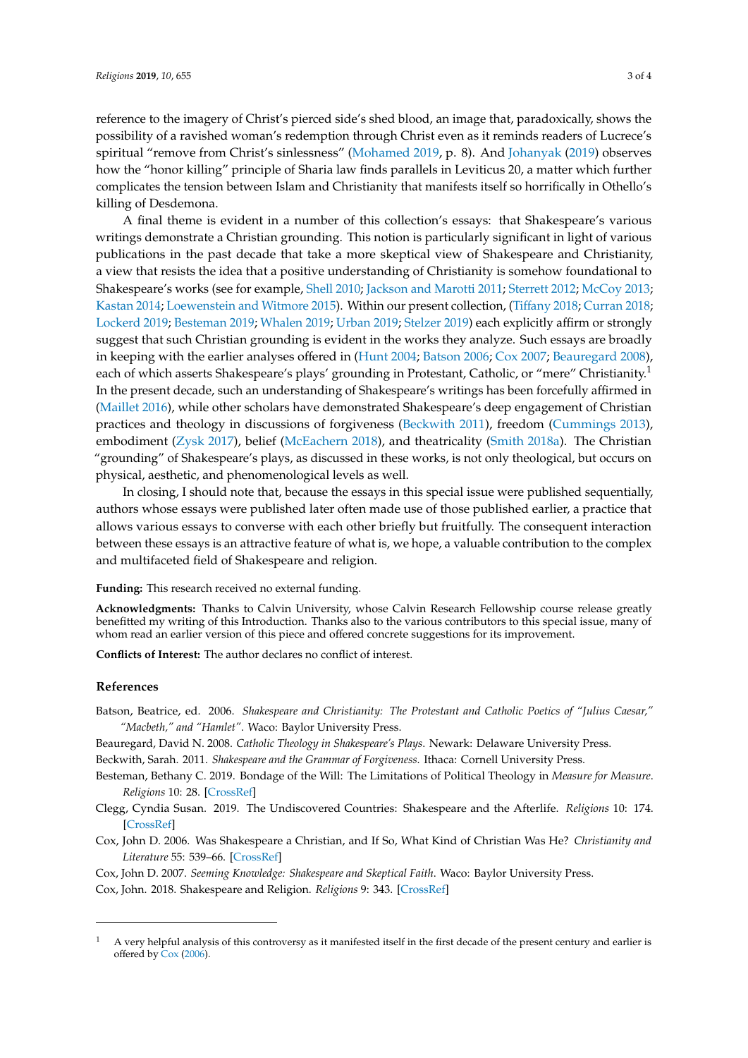reference to the imagery of Christ's pierced side's shed blood, an image that, paradoxically, shows the possibility of a ravished woman's redemption through Christ even as it reminds readers of Lucrece's spiritual "remove from Christ's sinlessness" (Mohamed 2019, p. 8). And Johanyak (2019) observes how the "honor killing" principle of Sharia law finds parallels in Leviticus 20, a matter which further complicates the tension between Islam and Christianity that manifests itself so horrifically in Othello's killing of Desdemona.

A final theme is evident in a number of this collection's essays: that Shakespeare's various writings demonstrate a Christian grounding. This notion is particularly significant in light of various publications in the past decade that take a more skeptical view of Shakespeare and Christianity, a view that resists the idea that a positive understanding of Christianity is somehow foundational to Shakespeare's works (see for example, Shell 2010; Jackson and Marotti 2011; Sterrett 2012; McCoy 2013; Kastan 2014; Loewenstein and Witmore 2015). Within our present collection, (Tiffany 2018; Curran 2018; Lockerd 2019; Besteman 2019; Whalen 2019; Urban 2019; Stelzer 2019) each explicitly affirm or strongly suggest that such Christian grounding is evident in the works they analyze. Such essays are broadly in keeping with the earlier analyses offered in (Hunt 2004; Batson 2006; Cox 2007; Beauregard 2008), each of which asserts Shakespeare's plays' grounding in Protestant, Catholic, or "mere" Christianity.[1] In the present decade, such an understanding of Shakespeare's writings has been forcefully affirmed in (Maillet 2016), while other scholars have demonstrated Shakespeare's deep engagement of Christian practices and theology in discussions of forgiveness (Beckwith 2011), freedom (Cummings 2013), embodiment (Zysk 2017), belief (McEachern 2018), and theatricality (Smith 2018a). The Christian "grounding" of Shakespeare's plays, as discussed in these works, is not only theological, but occurs on physical, aesthetic, and phenomenological levels as well.

In closing, I should note that, because the essays in this special issue were published sequentially, authors whose essays were published later often made use of those published earlier, a practice that allows various essays to converse with each other briefly but fruitfully. The consequent interaction between these essays is an attractive feature of what is, we hope, a valuable contribution to the complex and multifaceted field of Shakespeare and religion.

**Funding:** This research received no external funding.

**Acknowledgments:** Thanks to Calvin University, whose Calvin Research Fellowship course release greatly benefitted my writing of this Introduction. Thanks also to the various contributors to this special issue, many of whom read an earlier version of this piece and offered concrete suggestions for its improvement.

**Conflicts of Interest:** The author declares no conflict of interest.

## References

Batson, Beatrice, ed. 2006. *Shakespeare and Christianity: The Protestant and Catholic Poetics of "Julius Caesar," "Macbeth," and "Hamlet"*. Waco: Baylor University Press.

Beauregard, David N. 2008. *Catholic Theology in Shakespeare's Plays*. Newark: Delaware University Press.

Beckwith, Sarah. 2011. *Shakespeare and the Grammar of Forgiveness*. Ithaca: Cornell University Press.

Besteman, Bethany C. 2019. Bondage of the Will: The Limitations of Political Theology in *Measure for Measure*. *Religions* 10: 28. [CrossRef]

Clegg, Cyndia Susan. 2019. The Undiscovered Countries: Shakespeare and the Afterlife. *Religions* 10: 174. [CrossRef]

Cox, John D. 2006. Was Shakespeare a Christian, and If So, What Kind of Christian Was He? *Christianity and Literature* 55: 539–66. [CrossRef]

Cox, John D. 2007. *Seeming Knowledge: Shakespeare and Skeptical Faith*. Waco: Baylor University Press.

Cox, John. 2018. Shakespeare and Religion. *Religions* 9: 343. [CrossRef]

---

[1] A very helpful analysis of this controversy as it manifested itself in the first decade of the present century and earlier is offered by Cox (2006).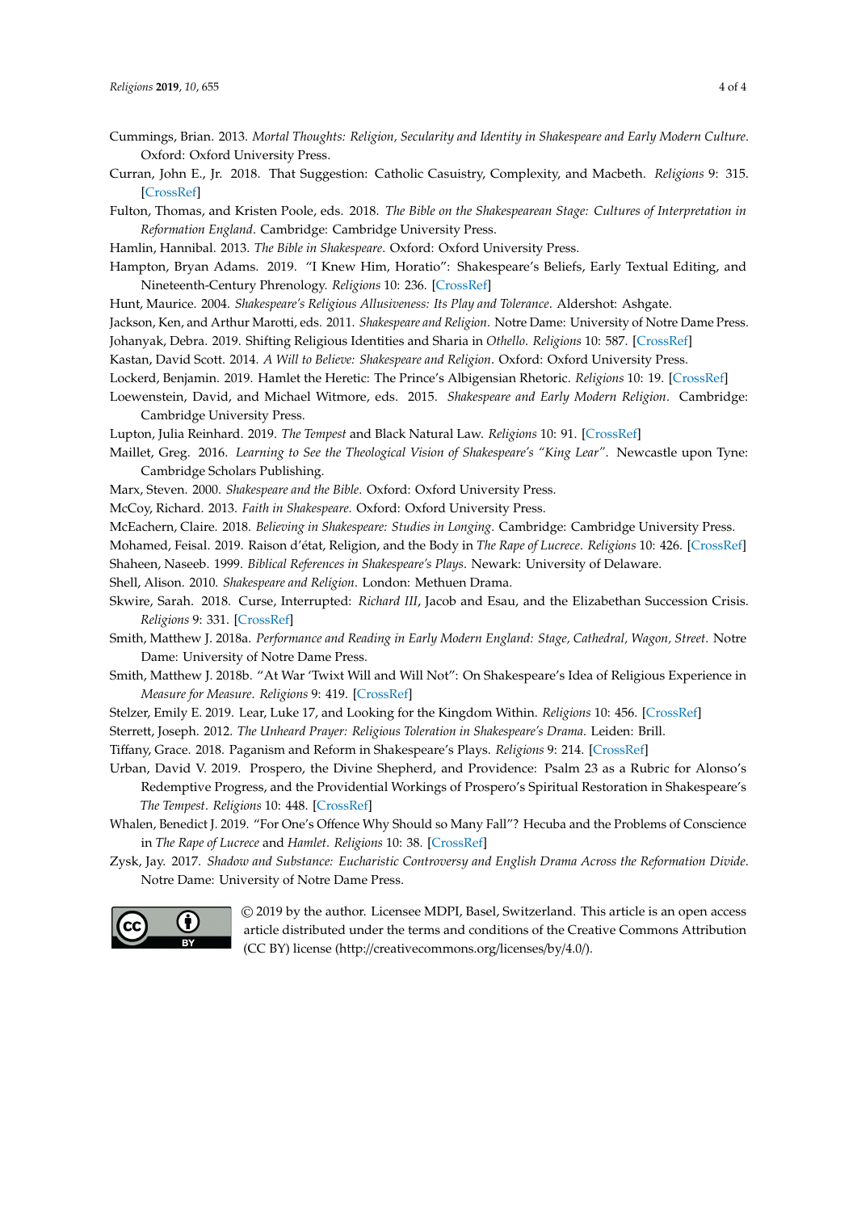Cummings, Brian. 2013. *Mortal Thoughts: Religion, Secularity and Identity in Shakespeare and Early Modern Culture*. Oxford: Oxford University Press.

Curran, John E., Jr. 2018. That Suggestion: Catholic Casuistry, Complexity, and Macbeth. *Religions* 9: 315. [CrossRef]

Fulton, Thomas, and Kristen Poole, eds. 2018. *The Bible on the Shakespearean Stage: Cultures of Interpretation in Reformation England*. Cambridge: Cambridge University Press.

Hamlin, Hannibal. 2013. *The Bible in Shakespeare*. Oxford: Oxford University Press.

Hampton, Bryan Adams. 2019. "I Knew Him, Horatio": Shakespeare's Beliefs, Early Textual Editing, and Nineteenth-Century Phrenology. *Religions* 10: 236. [CrossRef]

Hunt, Maurice. 2004. *Shakespeare's Religious Allusiveness: Its Play and Tolerance*. Aldershot: Ashgate.

Jackson, Ken, and Arthur Marotti, eds. 2011. *Shakespeare and Religion*. Notre Dame: University of Notre Dame Press.

Johanyak, Debra. 2019. Shifting Religious Identities and Sharia in *Othello*. *Religions* 10: 587. [CrossRef]

Kastan, David Scott. 2014. *A Will to Believe: Shakespeare and Religion*. Oxford: Oxford University Press.

Lockerd, Benjamin. 2019. Hamlet the Heretic: The Prince's Albigensian Rhetoric. *Religions* 10: 19. [CrossRef]

Loewenstein, David, and Michael Witmore, eds. 2015. *Shakespeare and Early Modern Religion*. Cambridge: Cambridge University Press.

Lupton, Julia Reinhard. 2019. *The Tempest* and Black Natural Law. *Religions* 10: 91. [CrossRef]

Maillet, Greg. 2016. *Learning to See the Theological Vision of Shakespeare's "King Lear"*. Newcastle upon Tyne: Cambridge Scholars Publishing.

Marx, Steven. 2000. *Shakespeare and the Bible*. Oxford: Oxford University Press.

McCoy, Richard. 2013. *Faith in Shakespeare*. Oxford: Oxford University Press.

McEachern, Claire. 2018. *Believing in Shakespeare: Studies in Longing*. Cambridge: Cambridge University Press.

Mohamed, Feisal. 2019. Raison d'état, Religion, and the Body in *The Rape of Lucrece*. *Religions* 10: 426. [CrossRef]

Shaheen, Naseeb. 1999. *Biblical References in Shakespeare's Plays*. Newark: University of Delaware.

Shell, Alison. 2010. *Shakespeare and Religion*. London: Methuen Drama.

Skwire, Sarah. 2018. Curse, Interrupted: *Richard III*, Jacob and Esau, and the Elizabethan Succession Crisis. *Religions* 9: 331. [CrossRef]

Smith, Matthew J. 2018a. *Performance and Reading in Early Modern England: Stage, Cathedral, Wagon, Street*. Notre Dame: University of Notre Dame Press.

Smith, Matthew J. 2018b. "At War 'Twixt Will and Will Not": On Shakespeare's Idea of Religious Experience in *Measure for Measure*. *Religions* 9: 419. [CrossRef]

Stelzer, Emily E. 2019. Lear, Luke 17, and Looking for the Kingdom Within. *Religions* 10: 456. [CrossRef]

Sterrett, Joseph. 2012. *The Unheard Prayer: Religious Toleration in Shakespeare's Drama*. Leiden: Brill.

Tiffany, Grace. 2018. Paganism and Reform in Shakespeare's Plays. *Religions* 9: 214. [CrossRef]

Urban, David V. 2019. Prospero, the Divine Shepherd, and Providence: Psalm 23 as a Rubric for Alonso's Redemptive Progress, and the Providential Workings of Prospero's Spiritual Restoration in Shakespeare's *The Tempest*. *Religions* 10: 448. [CrossRef]

Whalen, Benedict J. 2019. "For One's Offence Why Should so Many Fall"? Hecuba and the Problems of Conscience in *The Rape of Lucrece* and *Hamlet*. *Religions* 10: 38. [CrossRef]

Zysk, Jay. 2017. *Shadow and Substance: Eucharistic Controversy and English Drama Across the Reformation Divide*. Notre Dame: University of Notre Dame Press.

© 2019 by the author. Licensee MDPI, Basel, Switzerland. This article is an open access article distributed under the terms and conditions of the Creative Commons Attribution (CC BY) license (http://creativecommons.org/licenses/by/4.0/).